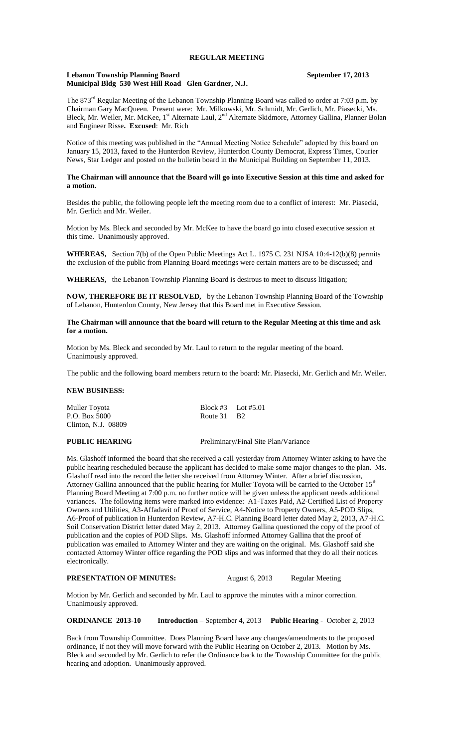# REGULAR MEETING

**Lebanon Township Planning Board** **September 17, 2013**
**Municipal Bldg 530 West Hill Road Glen Gardner, N.J.**

The 873rd Regular Meeting of the Lebanon Township Planning Board was called to order at 7:03 p.m. by Chairman Gary MacQueen. Present were: Mr. Milkowski, Mr. Schmidt, Mr. Gerlich, Mr. Piasecki, Ms. Bleck, Mr. Weiler, Mr. McKee, 1st Alternate Laul, 2nd Alternate Skidmore, Attorney Gallina, Planner Bolan and Engineer Risse**. Excused**: Mr. Rich

Notice of this meeting was published in the "Annual Meeting Notice Schedule" adopted by this board on January 15, 2013, faxed to the Hunterdon Review, Hunterdon County Democrat, Express Times, Courier News, Star Ledger and posted on the bulletin board in the Municipal Building on September 11, 2013.

**The Chairman will announce that the Board will go into Executive Session at this time and asked for a motion.**

Besides the public, the following people left the meeting room due to a conflict of interest: Mr. Piasecki, Mr. Gerlich and Mr. Weiler.

Motion by Ms. Bleck and seconded by Mr. McKee to have the board go into closed executive session at this time. Unanimously approved.

**WHEREAS,** Section 7(b) of the Open Public Meetings Act L. 1975 C. 231 NJSA 10:4-12(b)(8) permits the exclusion of the public from Planning Board meetings were certain matters are to be discussed; and

**WHEREAS,** the Lebanon Township Planning Board is desirous to meet to discuss litigation;

**NOW, THEREFORE BE IT RESOLVED,** by the Lebanon Township Planning Board of the Township of Lebanon, Hunterdon County, New Jersey that this Board met in Executive Session.

**The Chairman will announce that the board will return to the Regular Meeting at this time and ask for a motion.**

Motion by Ms. Bleck and seconded by Mr. Laul to return to the regular meeting of the board. Unanimously approved.

The public and the following board members return to the board: Mr. Piasecki, Mr. Gerlich and Mr. Weiler.

**NEW BUSINESS:**

Muller Toyota Block #3 Lot #5.01
P.O. Box 5000 Route 31 B2
Clinton, N.J. 08809

**PUBLIC HEARING** Preliminary/Final Site Plan/Variance

Ms. Glashoff informed the board that she received a call yesterday from Attorney Winter asking to have the public hearing rescheduled because the applicant has decided to make some major changes to the plan. Ms. Glashoff read into the record the letter she received from Attorney Winter. After a brief discussion, Attorney Gallina announced that the public hearing for Muller Toyota will be carried to the October 15th Planning Board Meeting at 7:00 p.m. no further notice will be given unless the applicant needs additional variances. The following items were marked into evidence: A1-Taxes Paid, A2-Certified List of Property Owners and Utilities, A3-Affadavit of Proof of Service, A4-Notice to Property Owners, A5-POD Slips, A6-Proof of publication in Hunterdon Review, A7-H.C. Planning Board letter dated May 2, 2013, A7-H.C. Soil Conservation District letter dated May 2, 2013. Attorney Gallina questioned the copy of the proof of publication and the copies of POD Slips. Ms. Glashoff informed Attorney Gallina that the proof of publication was emailed to Attorney Winter and they are waiting on the original. Ms. Glashoff said she contacted Attorney Winter office regarding the POD slips and was informed that they do all their notices electronically.

**PRESENTATION OF MINUTES:** August 6, 2013 Regular Meeting

Motion by Mr. Gerlich and seconded by Mr. Laul to approve the minutes with a minor correction. Unanimously approved.

**ORDINANCE 2013-10** **Introduction** – September 4, 2013 **Public Hearing** - October 2, 2013

Back from Township Committee. Does Planning Board have any changes/amendments to the proposed ordinance, if not they will move forward with the Public Hearing on October 2, 2013. Motion by Ms. Bleck and seconded by Mr. Gerlich to refer the Ordinance back to the Township Committee for the public hearing and adoption. Unanimously approved.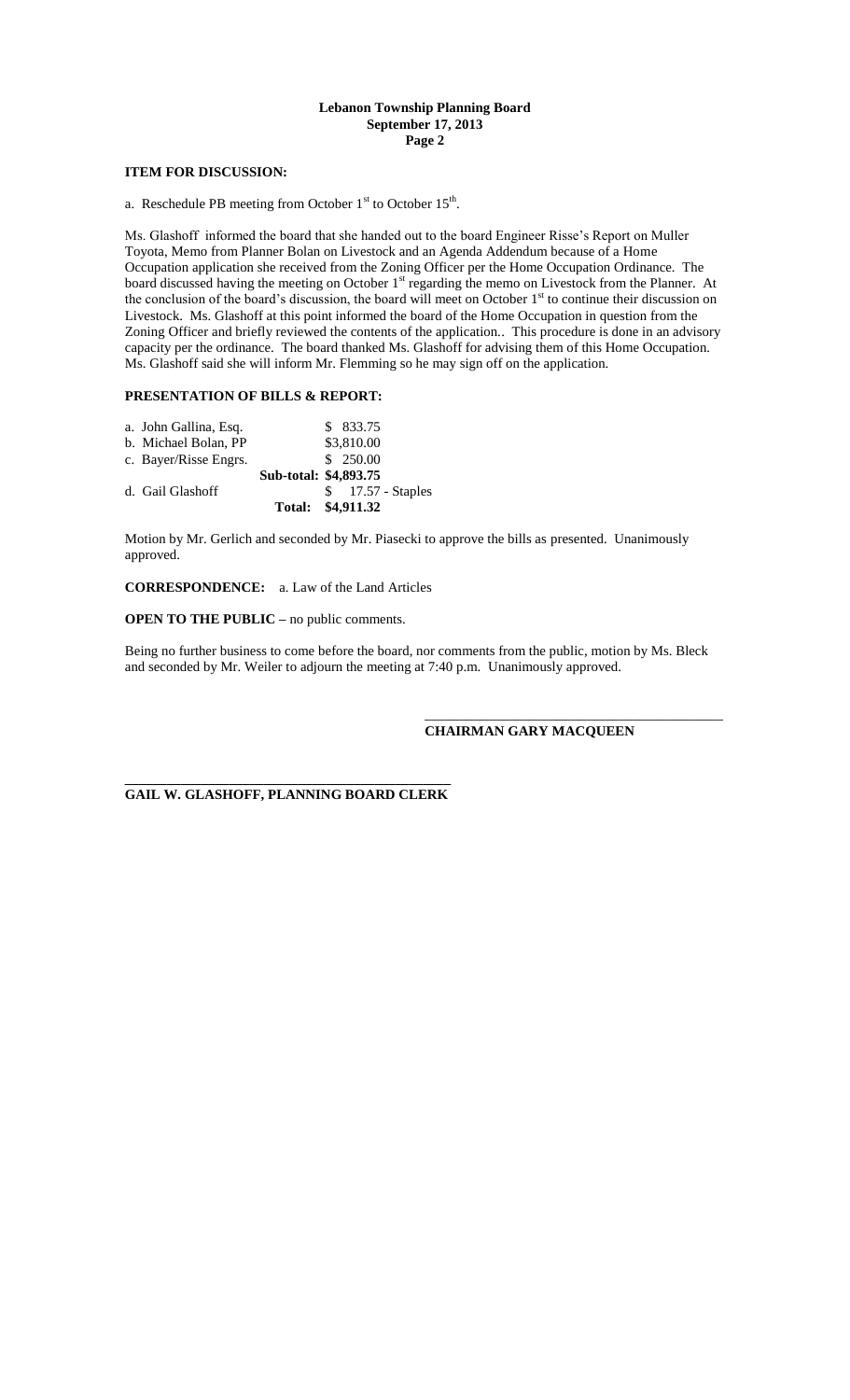**ITEM FOR DISCUSSION:**

a. Reschedule PB meeting from October 1st to October 15th.

Ms. Glashoff informed the board that she handed out to the board Engineer Risse's Report on Muller Toyota, Memo from Planner Bolan on Livestock and an Agenda Addendum because of a Home Occupation application she received from the Zoning Officer per the Home Occupation Ordinance. The board discussed having the meeting on October 1st regarding the memo on Livestock from the Planner. At the conclusion of the board's discussion, the board will meet on October 1st to continue their discussion on Livestock. Ms. Glashoff at this point informed the board of the Home Occupation in question from the Zoning Officer and briefly reviewed the contents of the application.. This procedure is done in an advisory capacity per the ordinance. The board thanked Ms. Glashoff for advising them of this Home Occupation. Ms. Glashoff said she will inform Mr. Flemming so he may sign off on the application.

**PRESENTATION OF BILLS & REPORT:**

| | | |
|---|---|---|
| a. John Gallina, Esq. | | $ 833.75 |
| b. Michael Bolan, PP | | $3,810.00 |
| c. Bayer/Risse Engrs. | | $ 250.00 |
| | **Sub-total:** | **$4,893.75** |
| d. Gail Glashoff | | $ 17.57 - Staples |
| | **Total:** | **$4,911.32** |

Motion by Mr. Gerlich and seconded by Mr. Piasecki to approve the bills as presented. Unanimously approved.

**CORRESPONDENCE:** a. Law of the Land Articles

**OPEN TO THE PUBLIC –** no public comments.

Being no further business to come before the board, nor comments from the public, motion by Ms. Bleck and seconded by Mr. Weiler to adjourn the meeting at 7:40 p.m. Unanimously approved.

\_\_\_\_\_\_\_\_\_\_\_\_\_\_\_\_\_\_\_\_\_\_\_\_\_\_\_\_\_\_\_\_\_\_\_\_\_\_\_\_\_\_

**CHAIRMAN GARY MACQUEEN**

\_\_\_\_\_\_\_\_\_\_\_\_\_\_\_\_\_\_\_\_\_\_\_\_\_\_\_\_\_\_\_\_\_\_\_\_\_\_\_\_\_\_

**GAIL W. GLASHOFF, PLANNING BOARD CLERK**